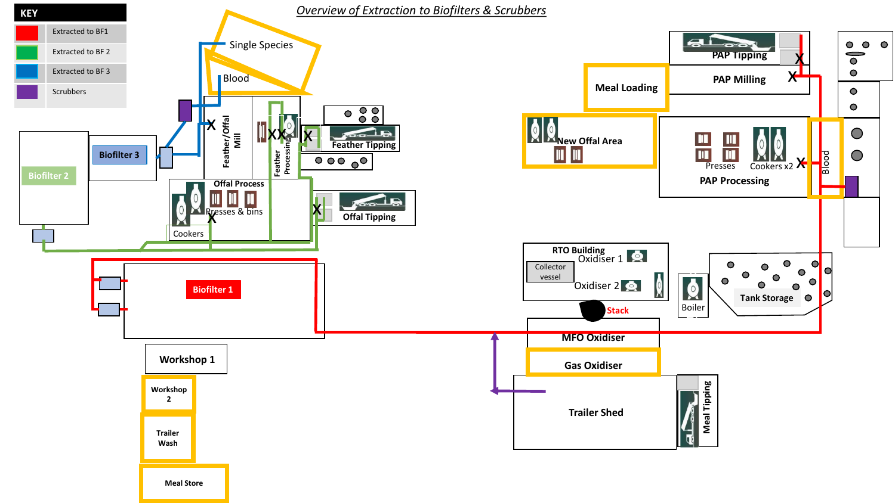*Overview of Extraction to Biofilters & Scrubbers*

| KEY | |
|---|---|
| Red | Extracted to BF1 |
| Green | Extracted to BF 2 |
| Blue | Extracted to BF 3 |
| Purple | Scrubbers |

Single Species

Blood

Feather/Offal Mill

Feather Processing

Feather Tipping

Biofilter 3

Biofilter 2

Offal Process

Presses & bins

Cookers

Offal Tipping

Biofilter 1

Workshop 1

Workshop 2

Trailer Wash

Meal Store

PAP Tipping

PAP Milling

Meal Loading

New Offal Area

Presses

Cookers x2

PAP Processing

Blood

RTO Building

Oxidiser 1

Collector vessel

Oxidiser 2

Stack

Boiler

Tank Storage

MFO Oxidiser

Gas Oxidiser

Trailer Shed

Meal Tipping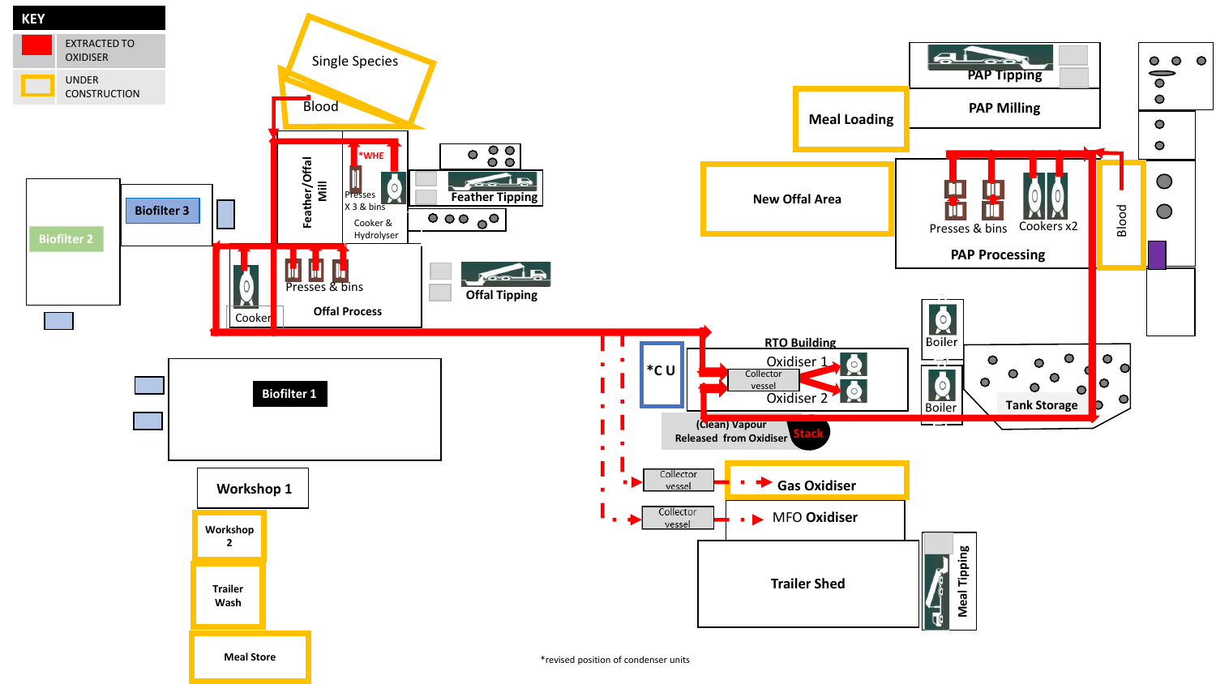**KEY**

| | |
|---|---|
| (red) | EXTRACTED TO OXIDISER |
| (yellow outline) | UNDER CONSTRUCTION |

Single Species

Blood

Feather/Offal Mill

*WHE

Presses X 3 & bins

Cooker & Hydrolyser

Feather Tipping

Biofilter 3

Biofilter 2

Presses & bins

Cooker

Offal Process

Offal Tipping

Biofilter 1

Workshop 1

Workshop 2

Trailer Wash

Meal Store

PAP Tipping

PAP Milling

Meal Loading

New Offal Area

Presses & bins

Cookers x2

PAP Processing

Blood

Boiler

Boiler

Tank Storage

RTO Building

Oxidiser 1

Collector vessel

Oxidiser 2

*C U

(Clean) Vapour Released from Oxidiser

Stack

Collector vessel

Gas Oxidiser

Collector vessel

MFO Oxidiser

Trailer Shed

Meal Tipping

*revised position of condenser units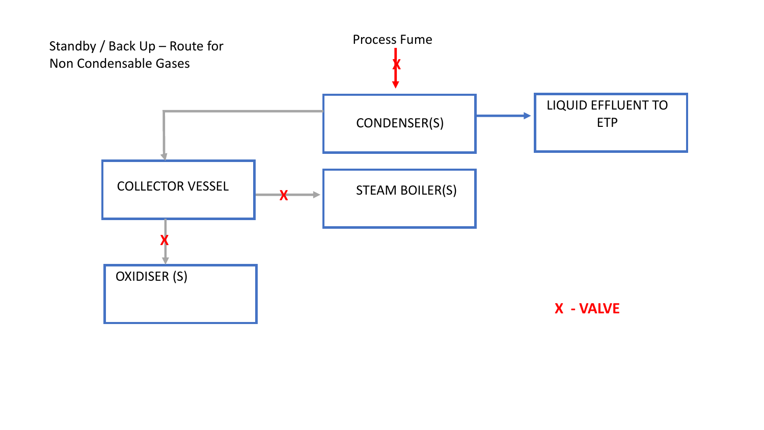Standby / Back Up – Route for Non Condensable Gases

Process Fume

CONDENSER(S)

LIQUID EFFLUENT TO ETP

COLLECTOR VESSEL

STEAM BOILER(S)

OXIDISER (S)

**X - VALVE**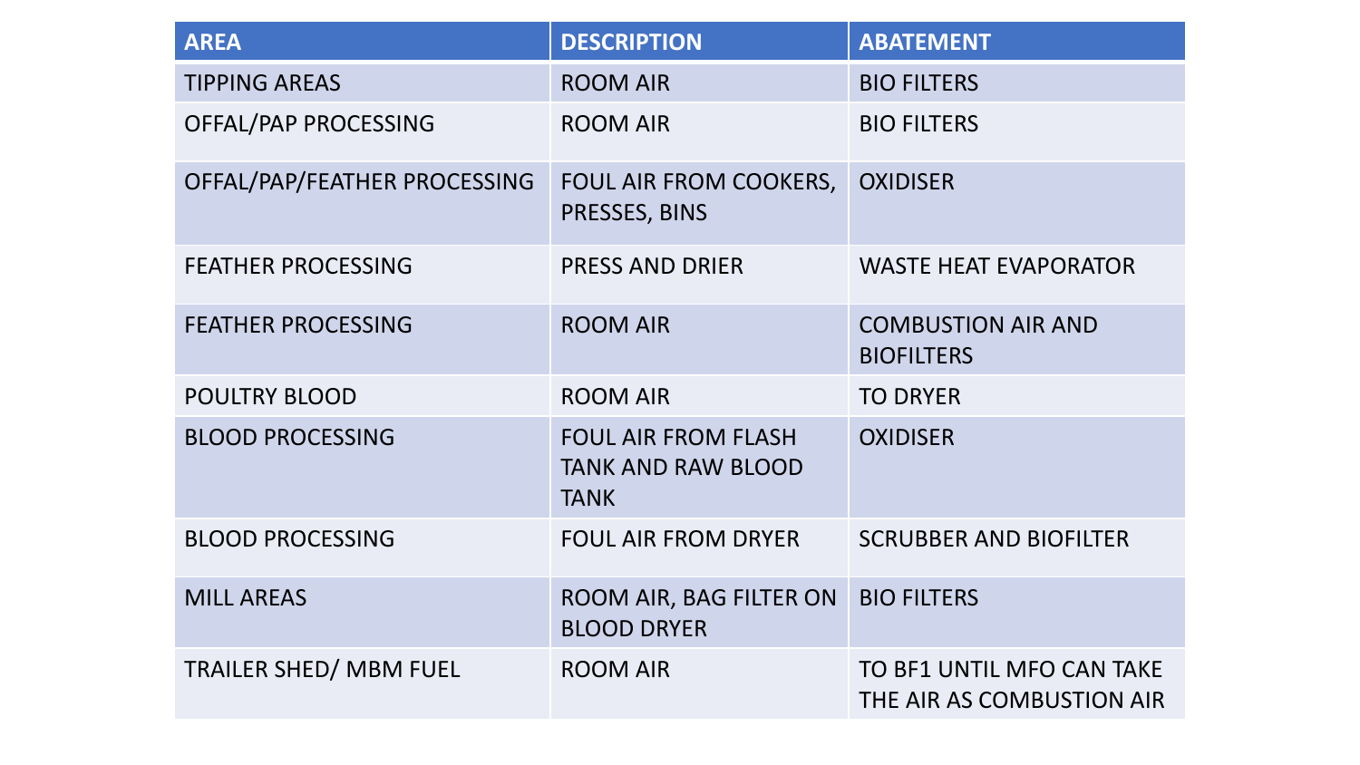| AREA | DESCRIPTION | ABATEMENT |
|---|---|---|
| TIPPING AREAS | ROOM AIR | BIO FILTERS |
| OFFAL/PAP PROCESSING | ROOM AIR | BIO FILTERS |
| OFFAL/PAP/FEATHER PROCESSING | FOUL AIR FROM COOKERS, PRESSES, BINS | OXIDISER |
| FEATHER PROCESSING | PRESS AND DRIER | WASTE HEAT EVAPORATOR |
| FEATHER PROCESSING | ROOM AIR | COMBUSTION AIR AND BIOFILTERS |
| POULTRY BLOOD | ROOM AIR | TO DRYER |
| BLOOD PROCESSING | FOUL AIR FROM FLASH TANK AND RAW BLOOD TANK | OXIDISER |
| BLOOD PROCESSING | FOUL AIR FROM DRYER | SCRUBBER AND BIOFILTER |
| MILL AREAS | ROOM AIR, BAG FILTER ON BLOOD DRYER | BIO FILTERS |
| TRAILER SHED/ MBM FUEL | ROOM AIR | TO BF1 UNTIL MFO CAN TAKE THE AIR AS COMBUSTION AIR |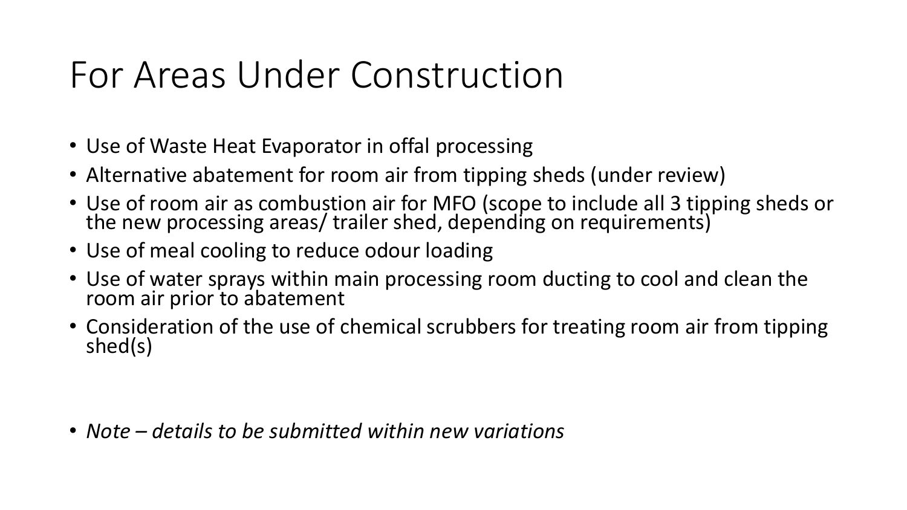# For Areas Under Construction

- Use of Waste Heat Evaporator in offal processing
- Alternative abatement for room air from tipping sheds (under review)
- Use of room air as combustion air for MFO (scope to include all 3 tipping sheds or the new processing areas/ trailer shed, depending on requirements)
- Use of meal cooling to reduce odour loading
- Use of water sprays within main processing room ducting to cool and clean the room air prior to abatement
- Consideration of the use of chemical scrubbers for treating room air from tipping shed(s)

- *Note – details to be submitted within new variations*